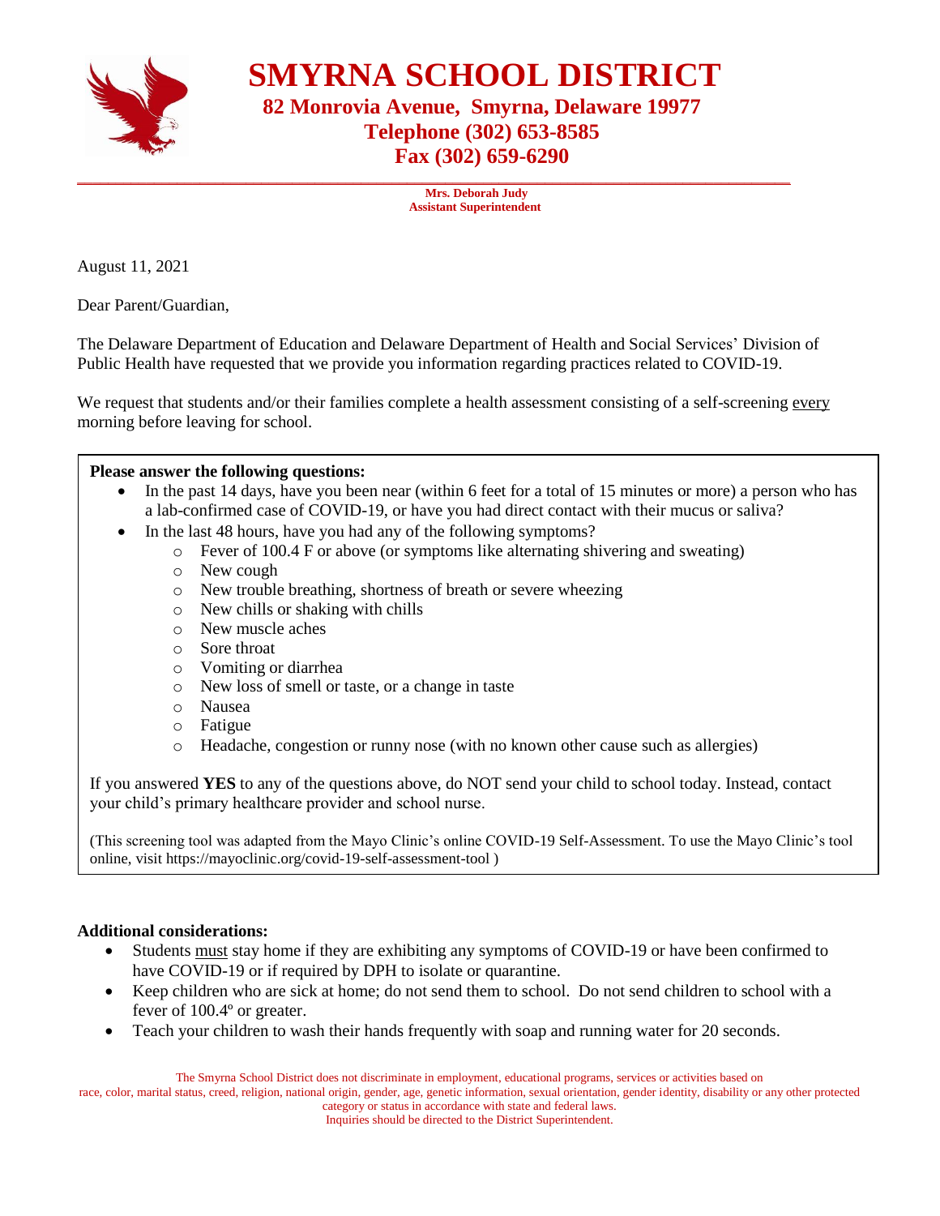# SMYRNA SCHOOL DISTRICT

**82 Monrovia Avenue, Smyrna, Delaware 19977**
**Telephone (302) 653-8585**
**Fax (302) 659-6290**

---

**Mrs. Deborah Judy**
**Assistant Superintendent**

August 11, 2021

Dear Parent/Guardian,

The Delaware Department of Education and Delaware Department of Health and Social Services' Division of Public Health have requested that we provide you information regarding practices related to COVID-19.

We request that students and/or their families complete a health assessment consisting of a self-screening every morning before leaving for school.

**Please answer the following questions:**

- In the past 14 days, have you been near (within 6 feet for a total of 15 minutes or more) a person who has a lab-confirmed case of COVID-19, or have you had direct contact with their mucus or saliva?
- In the last 48 hours, have you had any of the following symptoms?
  - Fever of 100.4 F or above (or symptoms like alternating shivering and sweating)
  - New cough
  - New trouble breathing, shortness of breath or severe wheezing
  - New chills or shaking with chills
  - New muscle aches
  - Sore throat
  - Vomiting or diarrhea
  - New loss of smell or taste, or a change in taste
  - Nausea
  - Fatigue
  - Headache, congestion or runny nose (with no known other cause such as allergies)

If you answered **YES** to any of the questions above, do NOT send your child to school today. Instead, contact your child's primary healthcare provider and school nurse.

(This screening tool was adapted from the Mayo Clinic's online COVID-19 Self-Assessment. To use the Mayo Clinic's tool online, visit https://mayoclinic.org/covid-19-self-assessment-tool )

**Additional considerations:**

- Students must stay home if they are exhibiting any symptoms of COVID-19 or have been confirmed to have COVID-19 or if required by DPH to isolate or quarantine.
- Keep children who are sick at home; do not send them to school. Do not send children to school with a fever of 100.4º or greater.
- Teach your children to wash their hands frequently with soap and running water for 20 seconds.

The Smyrna School District does not discriminate in employment, educational programs, services or activities based on race, color, marital status, creed, religion, national origin, gender, age, genetic information, sexual orientation, gender identity, disability or any other protected category or status in accordance with state and federal laws.
Inquiries should be directed to the District Superintendent.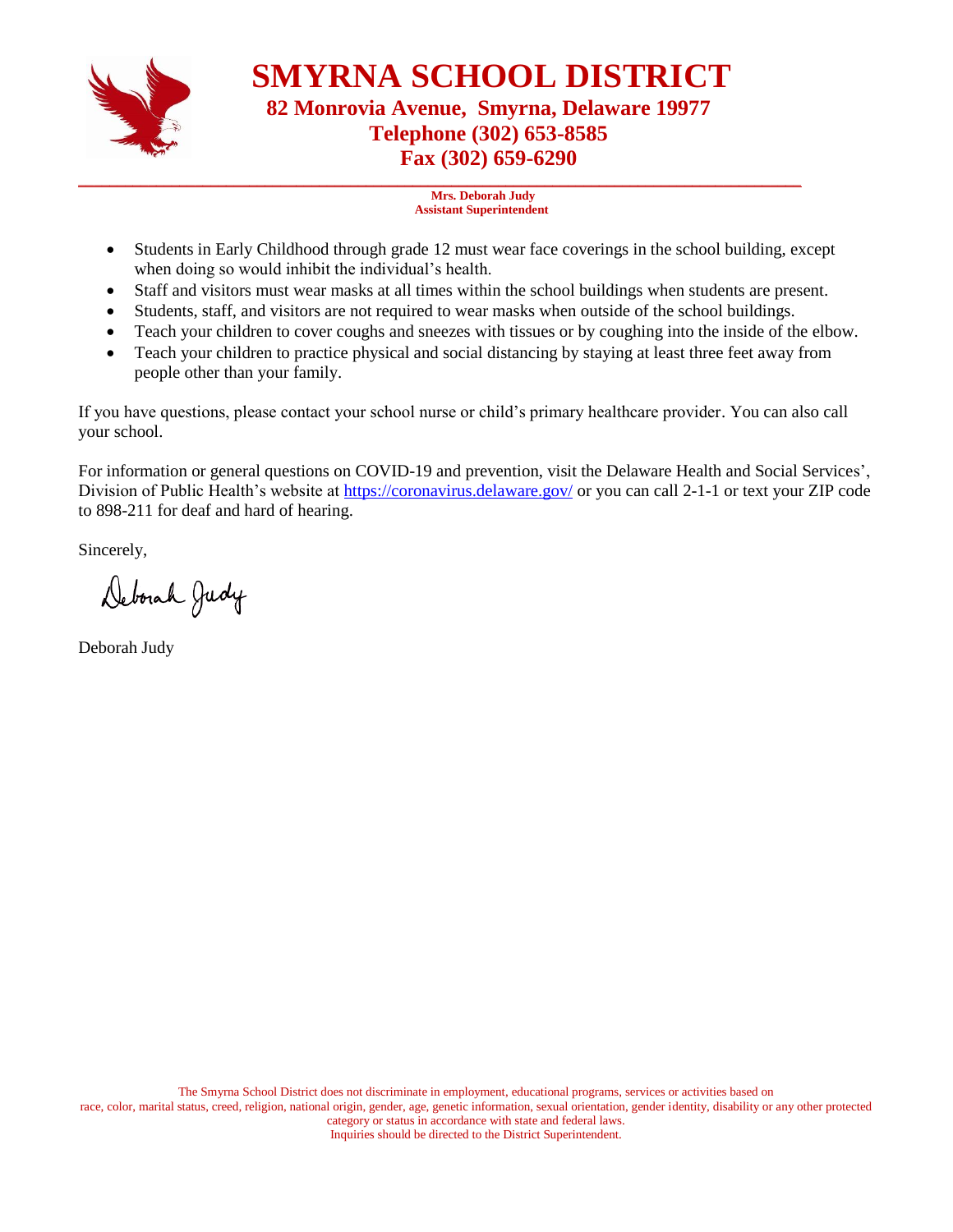# SMYRNA SCHOOL DISTRICT

**82 Monrovia Avenue, Smyrna, Delaware 19977**
**Telephone (302) 653-8585**
**Fax (302) 659-6290**

**Mrs. Deborah Judy**
**Assistant Superintendent**

- Students in Early Childhood through grade 12 must wear face coverings in the school building, except when doing so would inhibit the individual's health.
- Staff and visitors must wear masks at all times within the school buildings when students are present.
- Students, staff, and visitors are not required to wear masks when outside of the school buildings.
- Teach your children to cover coughs and sneezes with tissues or by coughing into the inside of the elbow.
- Teach your children to practice physical and social distancing by staying at least three feet away from people other than your family.

If you have questions, please contact your school nurse or child's primary healthcare provider. You can also call your school.

For information or general questions on COVID-19 and prevention, visit the Delaware Health and Social Services', Division of Public Health's website at https://coronavirus.delaware.gov/ or you can call 2-1-1 or text your ZIP code to 898-211 for deaf and hard of hearing.

Sincerely,

Deborah Judy

Deborah Judy

The Smyrna School District does not discriminate in employment, educational programs, services or activities based on race, color, marital status, creed, religion, national origin, gender, age, genetic information, sexual orientation, gender identity, disability or any other protected category or status in accordance with state and federal laws.
Inquiries should be directed to the District Superintendent.